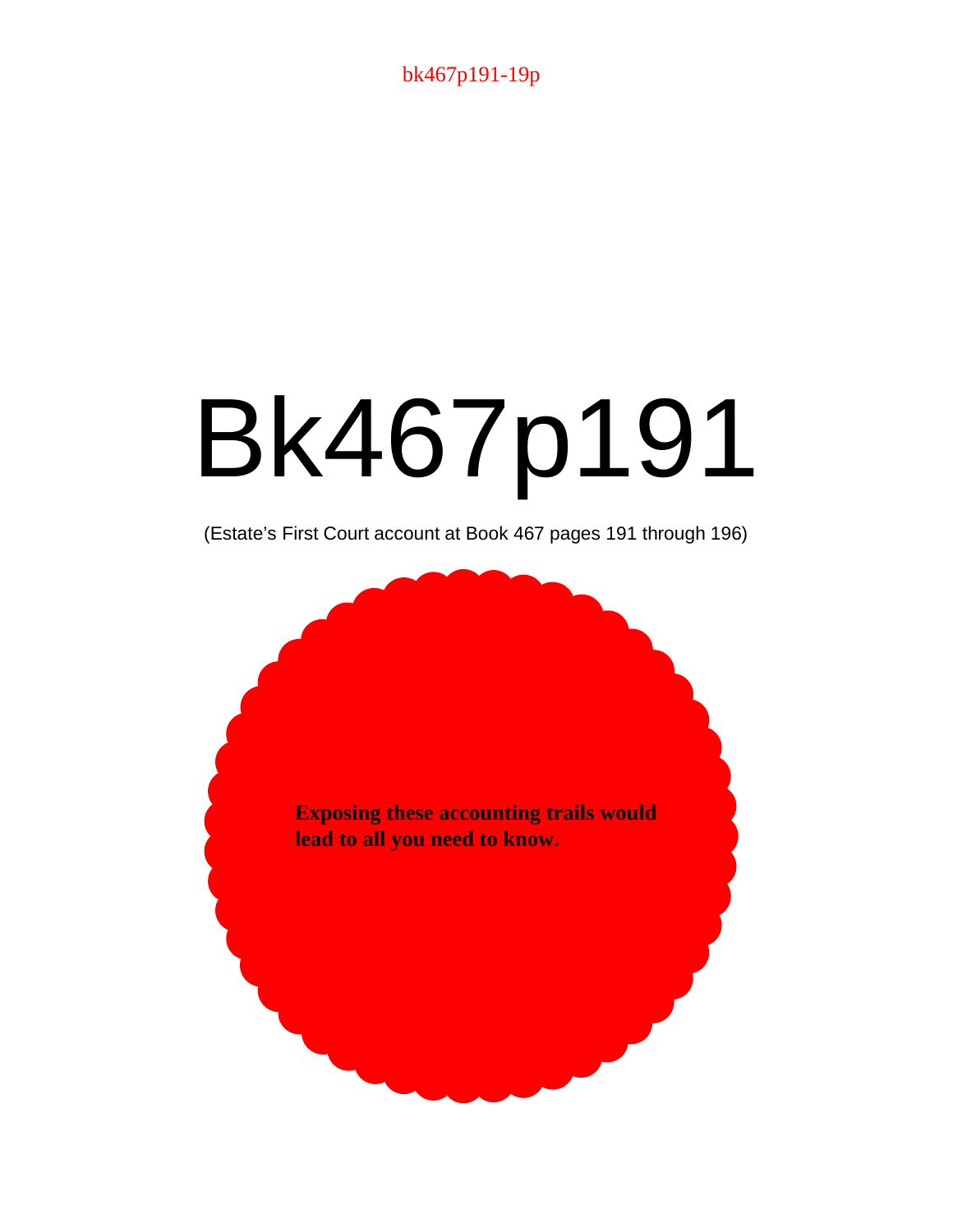bk467p191-19p

# Bk467p191

(Estate's First Court account at Book 467 pages 191 through 196)

**Exposing these accounting trails would lead to all you need to know.**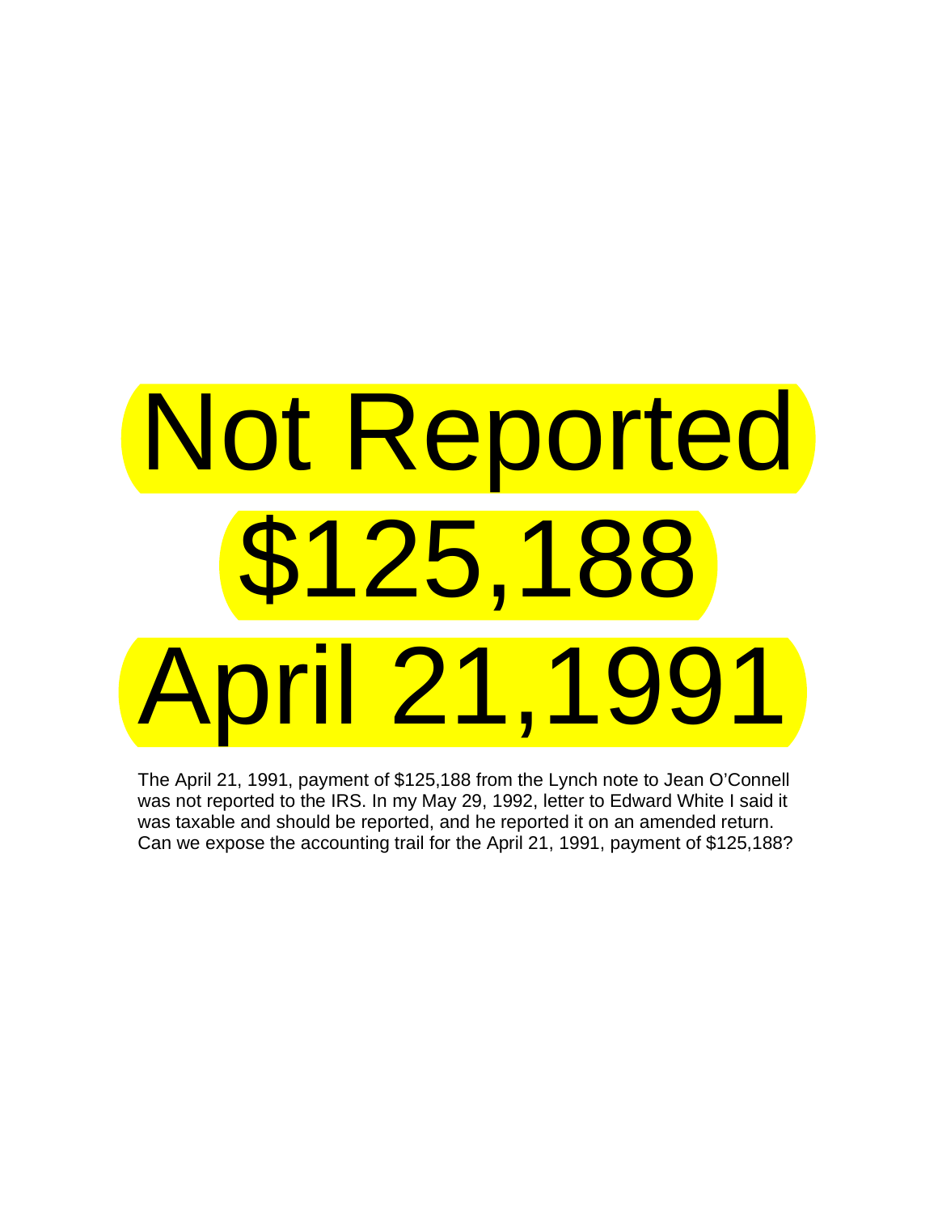# Not Reported

# $125,188

# April 21,1991

The April 21, 1991, payment of $125,188 from the Lynch note to Jean O'Connell was not reported to the IRS. In my May 29, 1992, letter to Edward White I said it was taxable and should be reported, and he reported it on an amended return. Can we expose the accounting trail for the April 21, 1991, payment of $125,188?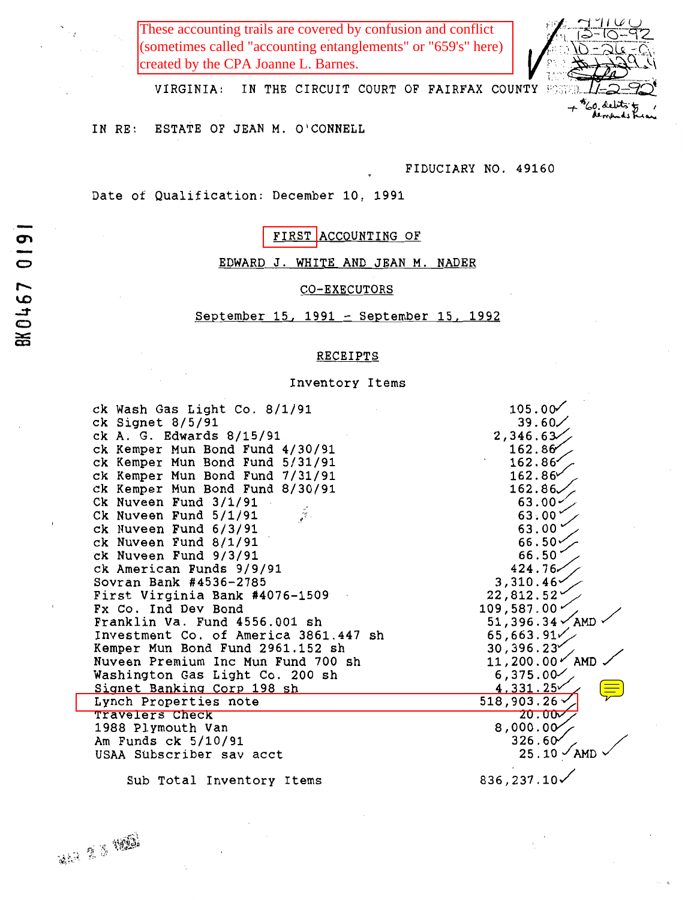These accounting trails are covered by confusion and conflict (sometimes called "accounting entanglements" or "659's" here) created by the CPA Joanne L. Barnes.

VIRGINIA: IN THE CIRCUIT COURT OF FAIRFAX COUNTY

IN RE: ESTATE OF JEAN M. O'CONNELL

FIDUCIARY NO. 49160

Date of Qualification: December 10, 1991

FIRST ACCOUNTING OF

EDWARD J. WHITE AND JEAN M. NADER

CO-EXECUTORS

September 15, 1991 - September 15, 1992

RECEIPTS

Inventory Items

| | |
|---|---|
| ck Wash Gas Light Co. 8/1/91 | 105.00 |
| ck Signet 8/5/91 | 39.60 |
| ck A. G. Edwards 8/15/91 | 2,346.63 |
| ck Kemper Mun Bond Fund 4/30/91 | 162.86 |
| ck Kemper Mun Bond Fund 5/31/91 | 162.86 |
| ck Kemper Mun Bond Fund 7/31/91 | 162.86 |
| ck Kemper Mun Bond Fund 8/30/91 | 162.86 |
| Ck Nuveen Fund 3/1/91 | 63.00 |
| Ck Nuveen Fund 5/1/91 | 63.00 |
| ck Nuveen Fund 6/3/91 | 63.00 |
| ck Nuveen Fund 8/1/91 | 66.50 |
| ck Nuveen Fund 9/3/91 | 66.50 |
| ck American Funds 9/9/91 | 424.76 |
| Sovran Bank #4536-2785 | 3,310.46 |
| First Virginia Bank #4076-1509 | 22,812.52 |
| Fx Co. Ind Dev Bond | 109,587.00 |
| Franklin Va. Fund 4556.001 sh | 51,396.34 AMD |
| Investment Co. of America 3861.447 sh | 65,663.91 |
| Kemper Mun Bond Fund 2961.152 sh | 30,396.23 |
| Nuveen Premium Inc Mun Fund 700 sh | 11,200.00 AMD |
| Washington Gas Light Co. 200 sh | 6,375.00 |
| Signet Banking Corp 198 sh | 4,331.25 |
| Lynch Properties note | 518,903.26 |
| Travelers Check | 20.00 |
| 1988 Plymouth Van | 8,000.00 |
| Am Funds ck 5/10/91 | 326.60 |
| USAA Subscriber sav acct | 25.10 AMD |
| Sub Total Inventory Items | 836,237.10 |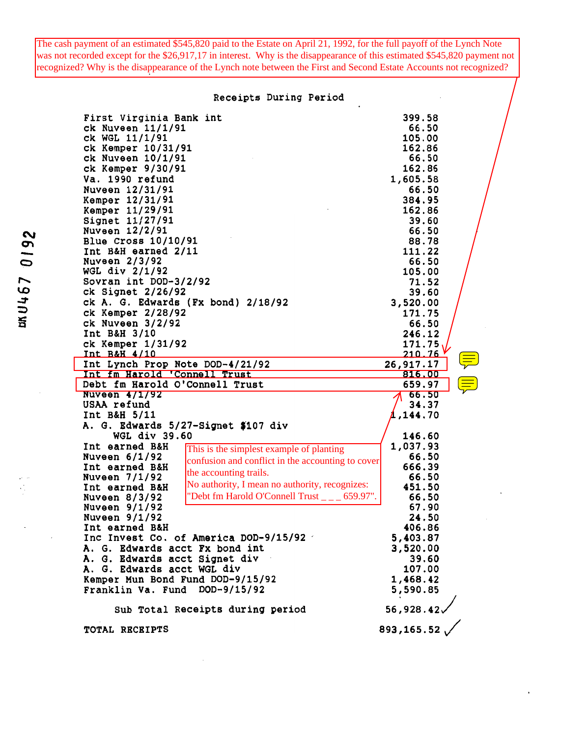The cash payment of an estimated $545,820 paid to the Estate on April 21, 1992, for the full payoff of the Lynch Note was not recorded except for the $26,917,17 in interest. Why is the disappearance of this estimated $545,820 payment not recognized? Why is the disappearance of the Lynch note between the First and Second Estate Accounts not recognized?

## Receipts During Period

| | |
|---|---|
| First Virginia Bank int | 399.58 |
| ck Nuveen 11/1/91 | 66.50 |
| ck WGL 11/1/91 | 105.00 |
| ck Kemper 10/31/91 | 162.86 |
| ck Nuveen 10/1/91 | 66.50 |
| ck Kemper 9/30/91 | 162.86 |
| Va. 1990 refund | 1,605.58 |
| Nuveen 12/31/91 | 66.50 |
| Kemper 12/31/91 | 384.95 |
| Kemper 11/29/91 | 162.86 |
| Signet 11/27/91 | 39.60 |
| Nuveen 12/2/91 | 66.50 |
| Blue Cross 10/10/91 | 88.78 |
| Int B&H earned 2/11 | 111.22 |
| Nuveen 2/3/92 | 66.50 |
| WGL div 2/1/92 | 105.00 |
| Sovran int DOD-3/2/92 | 71.52 |
| ck Signet 2/26/92 | 39.60 |
| ck A. G. Edwards (Fx bond) 2/18/92 | 3,520.00 |
| ck Kemper 2/28/92 | 171.75 |
| ck Nuveen 3/2/92 | 66.50 |
| Int B&H 3/10 | 246.12 |
| ck Kemper 1/31/92 | 171.75 |
| Int B&H 4/10 | 210.76 |
| Int Lynch Prop Note DOD-4/21/92 | 26,917.17 |
| Int fm Harold 'Connell Trust | 816.00 |
| Debt fm Harold O'Connell Trust | 659.97 |
| Nuveen 4/1/92 | 66.50 |
| USAA refund | 34.37 |
| Int B&H 5/11 | 1,144.70 |
| A. G. Edwards 5/27-Signet $107 div WGL div 39.60 | 146.60 |
| Int earned B&H | 1,037.93 |
| Nuveen 6/1/92 | 66.50 |
| Int earned B&H | 666.39 |
| Nuveen 7/1/92 | 66.50 |
| Int earned B&H | 451.50 |
| Nuveen 8/3/92 | 66.50 |
| Nuveen 9/1/92 | 67.90 |
| Nuveen 9/1/92 | 24.50 |
| Int earned B&H | 406.86 |
| Inc Invest Co. of America DOD-9/15/92 | 5,403.87 |
| A. G. Edwards acct Fx bond int | 3,520.00 |
| A. G. Edwards acct Signet div | 39.60 |
| A. G. Edwards acct WGL div | 107.00 |
| Kemper Mun Bond Fund DOD-9/15/92 | 1,468.42 |
| Franklin Va. Fund DOD-9/15/92 | 5,590.85 |
| Sub Total Receipts during period | 56,928.42 |
| TOTAL RECEIPTS | 893,165.52 |

This is the simplest example of planting confusion and conflict in the accounting to cover the accounting trails.
No authority, I mean no authority, recognizes: "Debt fm Harold O'Connell Trust _ _ _ 659.97".

8K0467 0192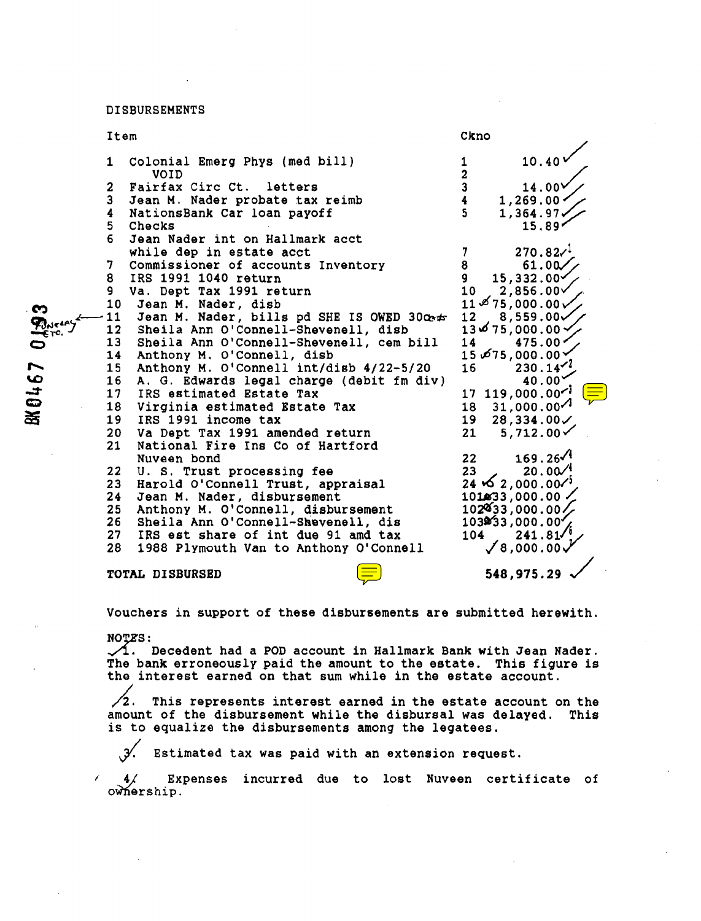DISBURSEMENTS

| Item | | Ckno | |
|---|---|---|---|
| 1 | Colonial Emerg Phys (med bill) | 1 | 10.40 |
| | VOID | 2 | |
| 2 | Fairfax Circ Ct. letters | 3 | 14.00 |
| 3 | Jean M. Nader probate tax reimb | 4 | 1,269.00 |
| 4 | NationsBank Car loan payoff | 5 | 1,364.97 |
| 5 | Checks | | 15.89 |
| 6 | Jean Nader int on Hallmark acct while dep in estate acct | 7 | 270.82[1] |
| 7 | Commissioner of accounts Inventory | 8 | 61.00 |
| 8 | IRS 1991 1040 return | 9 | 15,332.00 |
| 9 | Va. Dept Tax 1991 return | 10 | 2,856.00 |
| 10 | Jean M. Nader, disb | 11 | 75,000.00 |
| 11 | Jean M. Nader, bills pd SHE IS OWED 30cts | 12 | 8,559.00 |
| 12 | Sheila Ann O'Connell-Shevenell, disb | 13 | 75,000.00 |
| 13 | Sheila Ann O'Connell-Shevenell, cem bill | 14 | 475.00 |
| 14 | Anthony M. O'Connell, disb | 15 | 75,000.00 |
| 15 | Anthony M. O'Connell int/disb 4/22-5/20 | 16 | 230.14[2] |
| 16 | A. G. Edwards legal charge (debit fm div) | | 40.00 |
| 17 | IRS estimated Estate Tax | 17 | 119,000.00[3] |
| 18 | Virginia estimated Estate Tax | 18 | 31,000.00[3] |
| 19 | IRS 1991 income tax | 19 | 28,334.00 |
| 20 | Va Dept Tax 1991 amended return | 21 | 5,712.00 |
| 21 | National Fire Ins Co of Hartford Nuveen bond | 22 | 169.26[4] |
| 22 | U. S. Trust processing fee | 23 | 20.00[4] |
| 23 | Harold O'Connell Trust, appraisal | 24 | 2,000.00[5] |
| 24 | Jean M. Nader, disbursement | 101 | 33,000.00 |
| 25 | Anthony M. O'Connell, disbursement | 102 | 33,000.00 |
| 26 | Sheila Ann O'Connell-Shevenell, dis | 103 | 33,000.00 |
| 27 | IRS est share of int due 91 amd tax | 104 | 241.81[6] |
| 28 | 1988 Plymouth Van to Anthony O'Connell | | 8,000.00 |
| | TOTAL DISBURSED | | 548,975.29 |

Vouchers in support of these disbursements are submitted herewith.

NOTES:

1. Decedent had a POD account in Hallmark Bank with Jean Nader. The bank erroneously paid the amount to the estate. This figure is the interest earned on that sum while in the estate account.

2. This represents interest earned in the estate account on the amount of the disbursement while the disbursal was delayed. This is to equalize the disbursements among the legatees.

3. Estimated tax was paid with an extension request.

4. Expenses incurred due to lost Nuveen certificate of ownership.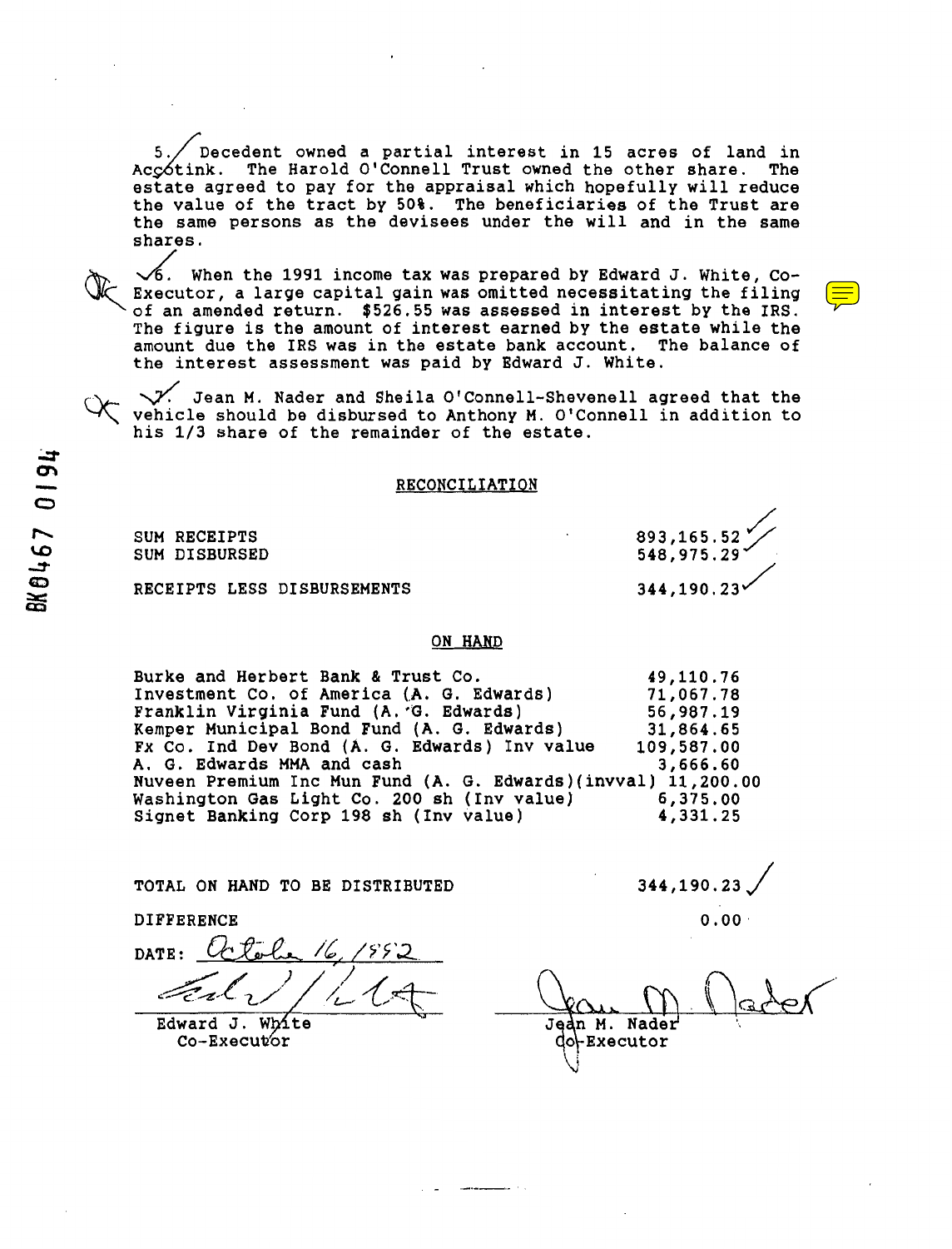5. Decedent owned a partial interest in 15 acres of land in Accotink. The Harold O'Connell Trust owned the other share. The estate agreed to pay for the appraisal which hopefully will reduce the value of the tract by 50%. The beneficiaries of the Trust are the same persons as the devisees under the will and in the same shares.

6. When the 1991 income tax was prepared by Edward J. White, Co-Executor, a large capital gain was omitted necessitating the filing of an amended return. $526.55 was assessed in interest by the IRS. The figure is the amount of interest earned by the estate while the amount due the IRS was in the estate bank account. The balance of the interest assessment was paid by Edward J. White.

7. Jean M. Nader and Sheila O'Connell-Shevenell agreed that the vehicle should be disbursed to Anthony M. O'Connell in addition to his 1/3 share of the remainder of the estate.

## RECONCILIATION

| | |
|---|---|
| SUM RECEIPTS | 893,165.52 |
| SUM DISBURSED | 548,975.29 |
| RECEIPTS LESS DISBURSEMENTS | 344,190.23 |

## ON HAND

| | |
|---|---|
| Burke and Herbert Bank & Trust Co. | 49,110.76 |
| Investment Co. of America (A. G. Edwards) | 71,067.78 |
| Franklin Virginia Fund (A. G. Edwards) | 56,987.19 |
| Kemper Municipal Bond Fund (A. G. Edwards) | 31,864.65 |
| Fx Co. Ind Dev Bond (A. G. Edwards) Inv value | 109,587.00 |
| A. G. Edwards MMA and cash | 3,666.60 |
| Nuveen Premium Inc Mun Fund (A. G. Edwards)(invval) | 11,200.00 |
| Washington Gas Light Co. 200 sh (Inv value) | 6,375.00 |
| Signet Banking Corp 198 sh (Inv value) | 4,331.25 |

| | |
|---|---|
| TOTAL ON HAND TO BE DISTRIBUTED | 344,190.23 |
| DIFFERENCE | 0.00 |

DATE: October 16, 1992

Edward J. White
Co-Executor

Jean M. Nader
Co-Executor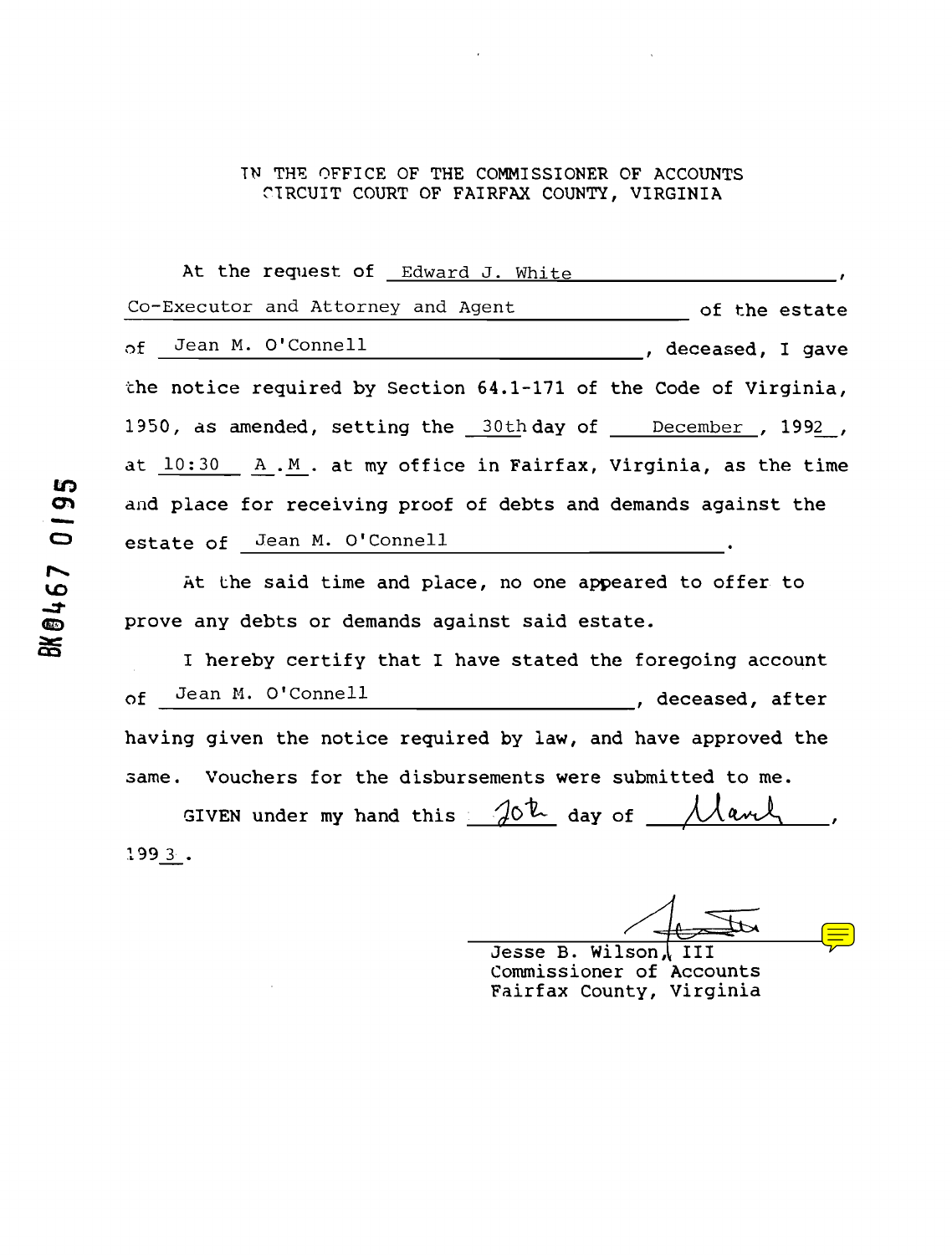IN THE OFFICE OF THE COMMISSIONER OF ACCOUNTS
CIRCUIT COURT OF FAIRFAX COUNTY, VIRGINIA

At the request of Edward J. White, Co-Executor and Attorney and Agent of the estate of Jean M. O'Connell, deceased, I gave the notice required by Section 64.1-171 of the Code of Virginia, 1950, as amended, setting the 30th day of December, 1992, at 10:30 A.M. at my office in Fairfax, Virginia, as the time and place for receiving proof of debts and demands against the estate of Jean M. O'Connell.

At the said time and place, no one appeared to offer to prove any debts or demands against said estate.

I hereby certify that I have stated the foregoing account of Jean M. O'Connell, deceased, after having given the notice required by law, and have approved the same. Vouchers for the disbursements were submitted to me.

GIVEN under my hand this 30th day of March, 1993.

Jesse B. Wilson, III
Commissioner of Accounts
Fairfax County, Virginia

BK 8467 0195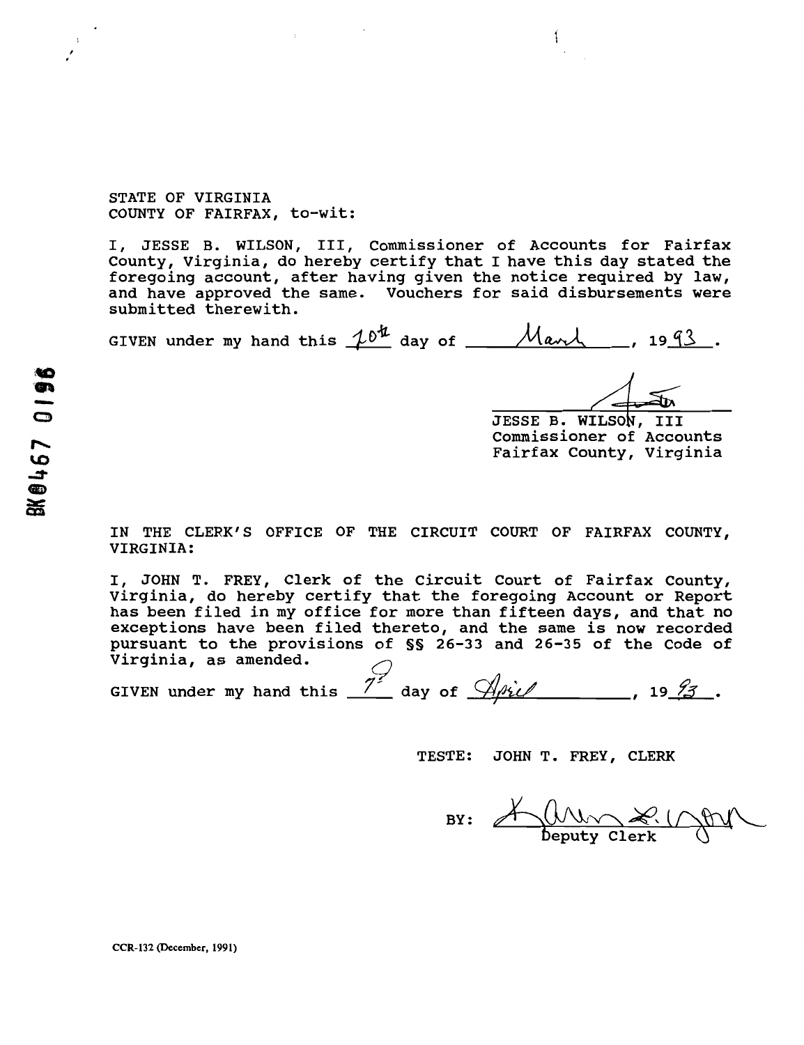STATE OF VIRGINIA
COUNTY OF FAIRFAX, to-wit:

I, JESSE B. WILSON, III, Commissioner of Accounts for Fairfax County, Virginia, do hereby certify that I have this day stated the foregoing account, after having given the notice required by law, and have approved the same. Vouchers for said disbursements were submitted therewith.

GIVEN under my hand this 10th day of March, 1993.

JESSE B. WILSON, III
Commissioner of Accounts
Fairfax County, Virginia

BK 0467 0196

IN THE CLERK'S OFFICE OF THE CIRCUIT COURT OF FAIRFAX COUNTY, VIRGINIA:

I, JOHN T. FREY, Clerk of the Circuit Court of Fairfax County, Virginia, do hereby certify that the foregoing Account or Report has been filed in my office for more than fifteen days, and that no exceptions have been filed thereto, and the same is now recorded pursuant to the provisions of §§ 26-33 and 26-35 of the Code of Virginia, as amended.

GIVEN under my hand this 7th day of April, 1993.

TESTE: JOHN T. FREY, CLERK

BY: Deputy Clerk

CCR-132 (December, 1991)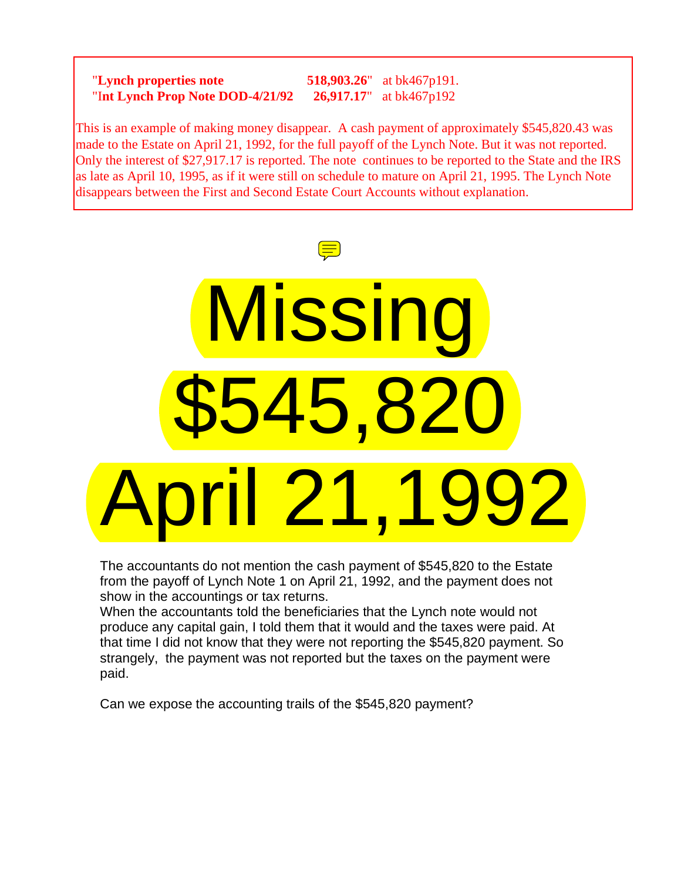"**Lynch properties note** **518,903.26**" at bk467p191.
"**Int Lynch Prop Note DOD-4/21/92** **26,917.17**" at bk467p192

This is an example of making money disappear. A cash payment of approximately $545,820.43 was made to the Estate on April 21, 1992, for the full payoff of the Lynch Note. But it was not reported. Only the interest of $27,917.17 is reported. The note continues to be reported to the State and the IRS as late as April 10, 1995, as if it were still on schedule to mature on April 21, 1995. The Lynch Note disappears between the First and Second Estate Court Accounts without explanation.

# Missing
# $545,820
# April 21,1992

The accountants do not mention the cash payment of $545,820 to the Estate from the payoff of Lynch Note 1 on April 21, 1992, and the payment does not show in the accountings or tax returns.
When the accountants told the beneficiaries that the Lynch note would not produce any capital gain, I told them that it would and the taxes were paid. At that time I did not know that they were not reporting the $545,820 payment. So strangely, the payment was not reported but the taxes on the payment were paid.

Can we expose the accounting trails of the $545,820 payment?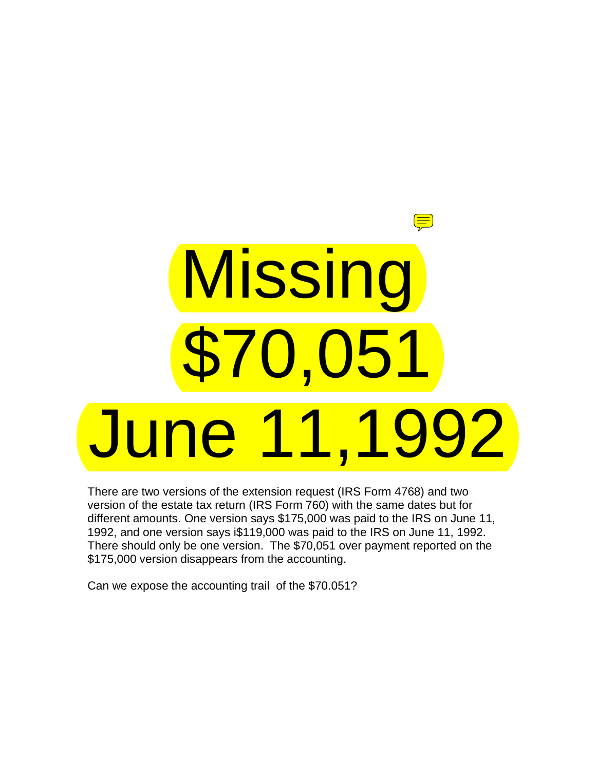# Missing

# $70,051

# June 11,1992

There are two versions of the extension request (IRS Form 4768) and two version of the estate tax return (IRS Form 760) with the same dates but for different amounts. One version says $175,000 was paid to the IRS on June 11, 1992, and one version says i$119,000 was paid to the IRS on June 11, 1992. There should only be one version. The $70,051 over payment reported on the $175,000 version disappears from the accounting.

Can we expose the accounting trail of the $70.051?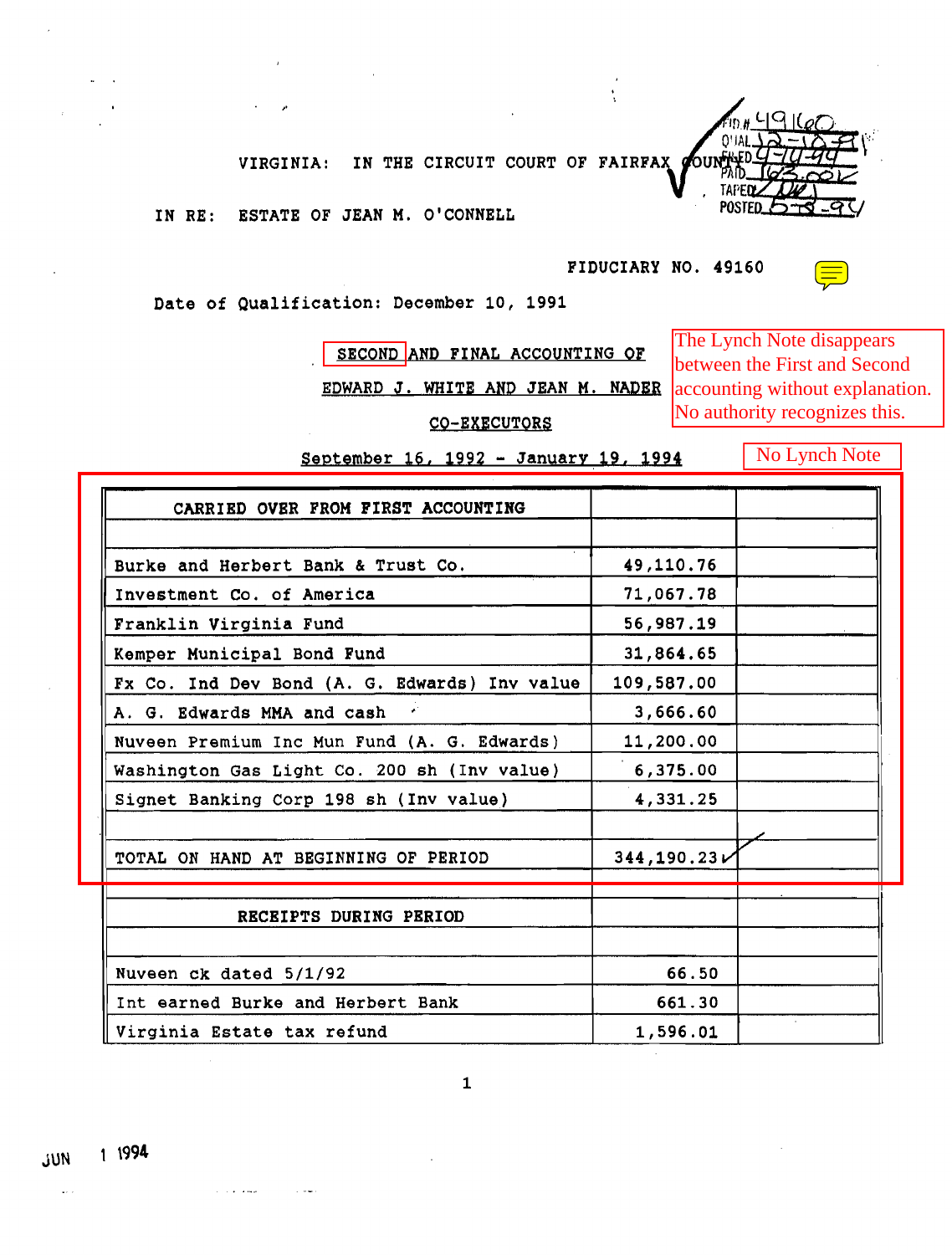VIRGINIA: IN THE CIRCUIT COURT OF FAIRFAX COUNTY

FID # 49160
QUAL 12-10-91
FILED 4-14-94
PAID 163.00
TAPED
POSTED 5-8-94

IN RE: ESTATE OF JEAN M. O'CONNELL

FIDUCIARY NO. 49160

Date of Qualification: December 10, 1991

SECOND AND FINAL ACCOUNTING OF

EDWARD J. WHITE AND JEAN M. NADER

CO-EXECUTORS

September 16, 1992 - January 19, 1994

The Lynch Note disappears between the First and Second accounting without explanation. No authority recognizes this.

No Lynch Note

| CARRIED OVER FROM FIRST ACCOUNTING | | |
|---|---|---|
| | | |
| Burke and Herbert Bank & Trust Co. | 49,110.76 | |
| Investment Co. of America | 71,067.78 | |
| Franklin Virginia Fund | 56,987.19 | |
| Kemper Municipal Bond Fund | 31,864.65 | |
| Fx Co. Ind Dev Bond (A. G. Edwards) Inv value | 109,587.00 | |
| A. G. Edwards MMA and cash | 3,666.60 | |
| Nuveen Premium Inc Mun Fund (A. G. Edwards) | 11,200.00 | |
| Washington Gas Light Co. 200 sh (Inv value) | 6,375.00 | |
| Signet Banking Corp 198 sh (Inv value) | 4,331.25 | |
| | | |
| TOTAL ON HAND AT BEGINNING OF PERIOD | 344,190.23 | |
| | | |
| RECEIPTS DURING PERIOD | | |
| | | |
| Nuveen ck dated 5/1/92 | 66.50 | |
| Int earned Burke and Herbert Bank | 661.30 | |
| Virginia Estate tax refund | 1,596.01 | |

JUN 1 1994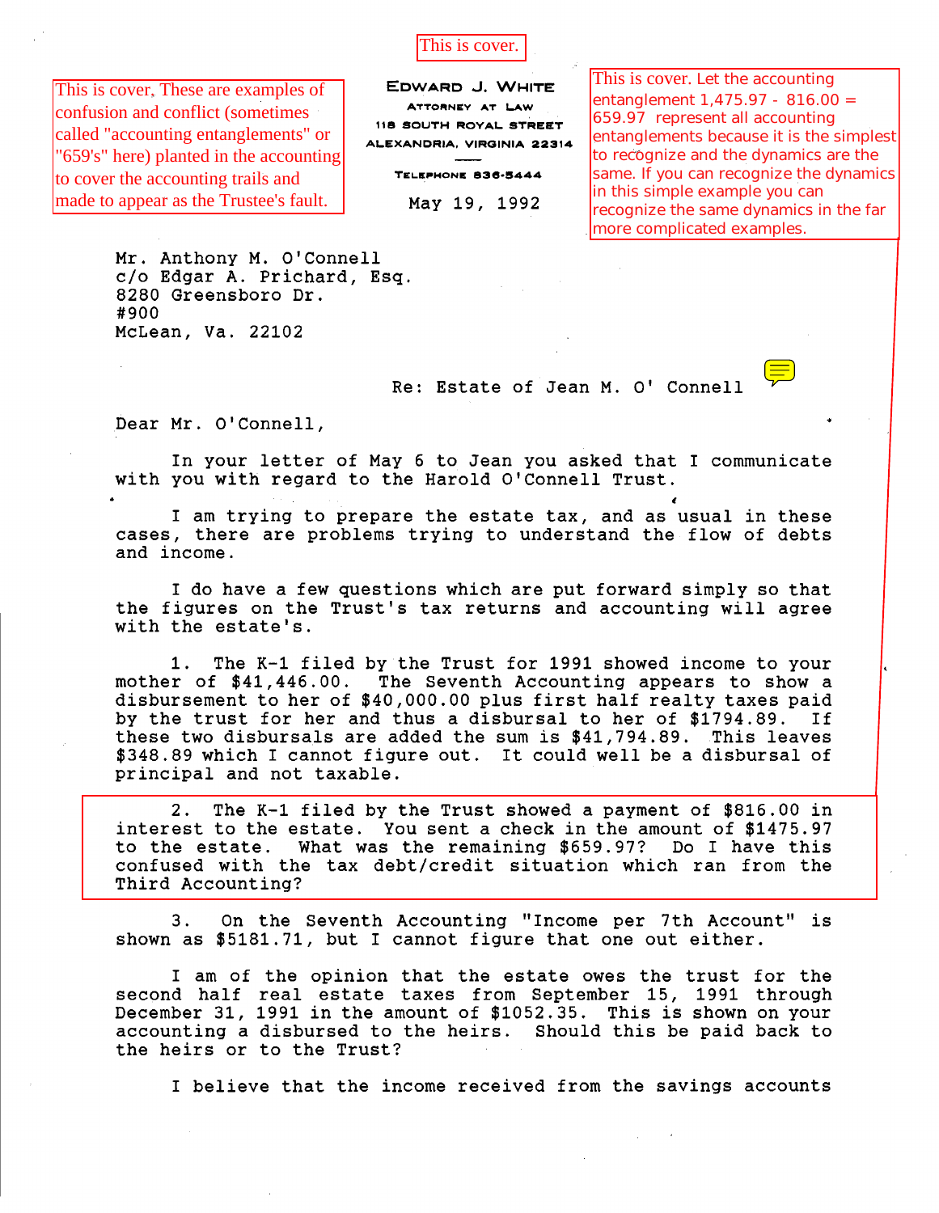This is cover.

This is cover. These are examples of confusion and conflict (sometimes called "accounting entanglements" or "659's" here) planted in the accounting to cover the accounting trails and made to appear as the Trustee's fault.

EDWARD J. WHITE
ATTORNEY AT LAW
118 SOUTH ROYAL STREET
ALEXANDRIA, VIRGINIA 22314
TELEPHONE 836-5444

This is cover. Let the accounting entanglement 1,475.97 - 816.00 = 659.97 represent all accounting entanglements because it is the simplest to recognize and the dynamics are the same. If you can recognize the dynamics in this simple example you can recognize the same dynamics in the far more complicated examples.

May 19, 1992

Mr. Anthony M. O'Connell
c/o Edgar A. Prichard, Esq.
8280 Greensboro Dr.
#900
McLean, Va. 22102

Re: Estate of Jean M. O' Connell

Dear Mr. O'Connell,

In your letter of May 6 to Jean you asked that I communicate with you with regard to the Harold O'Connell Trust.

I am trying to prepare the estate tax, and as usual in these cases, there are problems trying to understand the flow of debts and income.

I do have a few questions which are put forward simply so that the figures on the Trust's tax returns and accounting will agree with the estate's.

1. The K-1 filed by the Trust for 1991 showed income to your mother of $41,446.00. The Seventh Accounting appears to show a disbursement to her of $40,000.00 plus first half realty taxes paid by the trust for her and thus a disbursal to her of $1794.89. If these two disbursals are added the sum is $41,794.89. This leaves $348.89 which I cannot figure out. It could well be a disbursal of principal and not taxable.

2. The K-1 filed by the Trust showed a payment of $816.00 in interest to the estate. You sent a check in the amount of $1475.97 to the estate. What was the remaining $659.97? Do I have this confused with the tax debt/credit situation which ran from the Third Accounting?

3. On the Seventh Accounting "Income per 7th Account" is shown as $5181.71, but I cannot figure that one out either.

I am of the opinion that the estate owes the trust for the second half real estate taxes from September 15, 1991 through December 31, 1991 in the amount of $1052.35. This is shown on your accounting a disbursed to the heirs. Should this be paid back to the heirs or to the Trust?

I believe that the income received from the savings accounts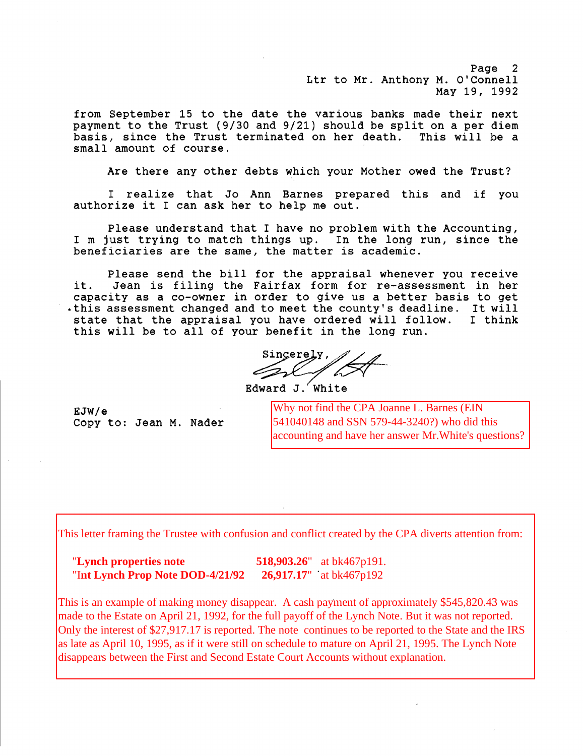from September 15 to the date the various banks made their next payment to the Trust (9/30 and 9/21) should be split on a per diem basis, since the Trust terminated on her death. This will be a small amount of course.

Are there any other debts which your Mother owed the Trust?

I realize that Jo Ann Barnes prepared this and if you authorize it I can ask her to help me out.

Please understand that I have no problem with the Accounting, I m just trying to match things up. In the long run, since the beneficiaries are the same, the matter is academic.

Please send the bill for the appraisal whenever you receive it. Jean is filing the Fairfax form for re-assessment in her capacity as a co-owner in order to give us a better basis to get this assessment changed and to meet the county's deadline. It will state that the appraisal you have ordered will follow. I think this will be to all of your benefit in the long run.

Sincerely,

Edward J. White

EJW/e
Copy to: Jean M. Nader

Why not find the CPA Joanne L. Barnes (EIN 541040148 and SSN 579-44-3240?) who did this accounting and have her answer Mr.White's questions?

This letter framing the Trustee with confusion and conflict created by the CPA diverts attention from:

| | | |
|---|---|---|
| "**Lynch properties note** | **518,903.26**" | at bk467p191. |
| "**Int Lynch Prop Note DOD-4/21/92** | **26,917.17**" | at bk467p192 |

This is an example of making money disappear. A cash payment of approximately $545,820.43 was made to the Estate on April 21, 1992, for the full payoff of the Lynch Note. But it was not reported. Only the interest of $27,917.17 is reported. The note continues to be reported to the State and the IRS as late as April 10, 1995, as if it were still on schedule to mature on April 21, 1995. The Lynch Note disappears between the First and Second Estate Court Accounts without explanation.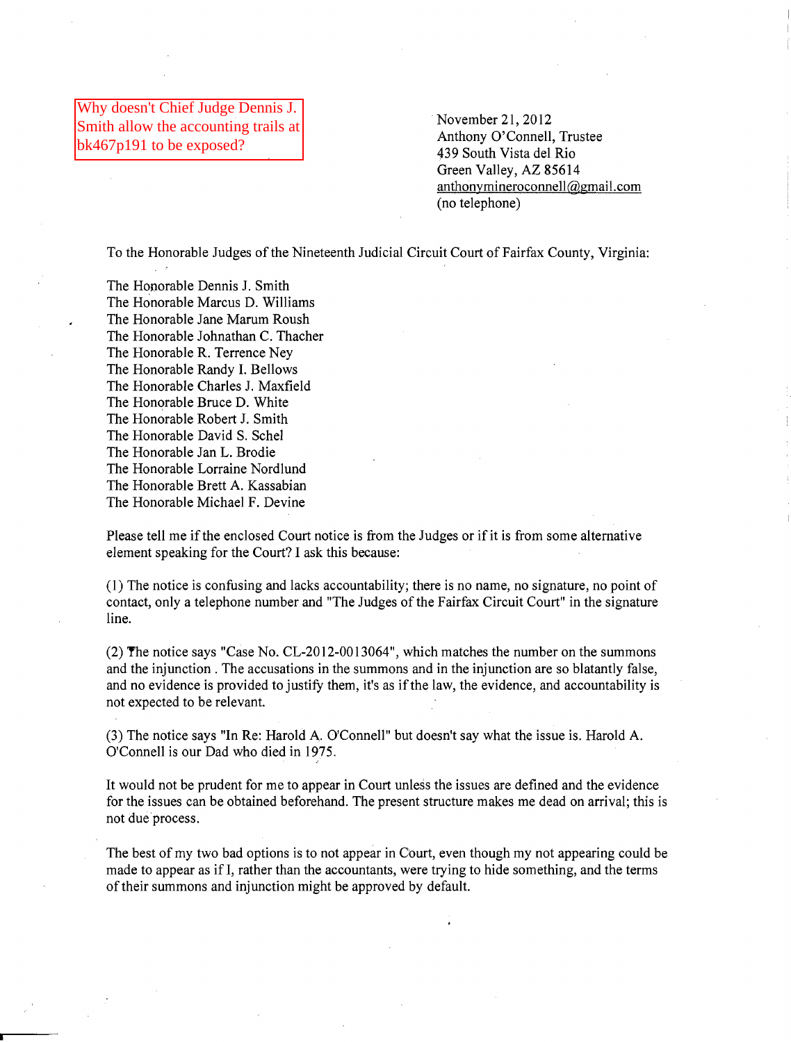Why doesn't Chief Judge Dennis J. Smith allow the accounting trails at bk467p191 to be exposed?

November 21, 2012
Anthony O'Connell, Trustee
439 South Vista del Rio
Green Valley, AZ 85614
anthonymineroconnell@gmail.com
(no telephone)

To the Honorable Judges of the Nineteenth Judicial Circuit Court of Fairfax County, Virginia:

The Honorable Dennis J. Smith
The Honorable Marcus D. Williams
The Honorable Jane Marum Roush
The Honorable Johnathan C. Thacher
The Honorable R. Terrence Ney
The Honorable Randy I. Bellows
The Honorable Charles J. Maxfield
The Honorable Bruce D. White
The Honorable Robert J. Smith
The Honorable David S. Schel
The Honorable Jan L. Brodie
The Honorable Lorraine Nordlund
The Honorable Brett A. Kassabian
The Honorable Michael F. Devine

Please tell me if the enclosed Court notice is from the Judges or if it is from some alternative element speaking for the Court? I ask this because:

(1) The notice is confusing and lacks accountability; there is no name, no signature, no point of contact, only a telephone number and "The Judges of the Fairfax Circuit Court" in the signature line.

(2) The notice says "Case No. CL-2012-0013064", which matches the number on the summons and the injunction . The accusations in the summons and in the injunction are so blatantly false, and no evidence is provided to justify them, it's as if the law, the evidence, and accountability is not expected to be relevant.

(3) The notice says "In Re: Harold A. O'Connell" but doesn't say what the issue is. Harold A. O'Connell is our Dad who died in 1975.

It would not be prudent for me to appear in Court unless the issues are defined and the evidence for the issues can be obtained beforehand. The present structure makes me dead on arrival; this is not due process.

The best of my two bad options is to not appear in Court, even though my not appearing could be made to appear as if I, rather than the accountants, were trying to hide something, and the terms of their summons and injunction might be approved by default.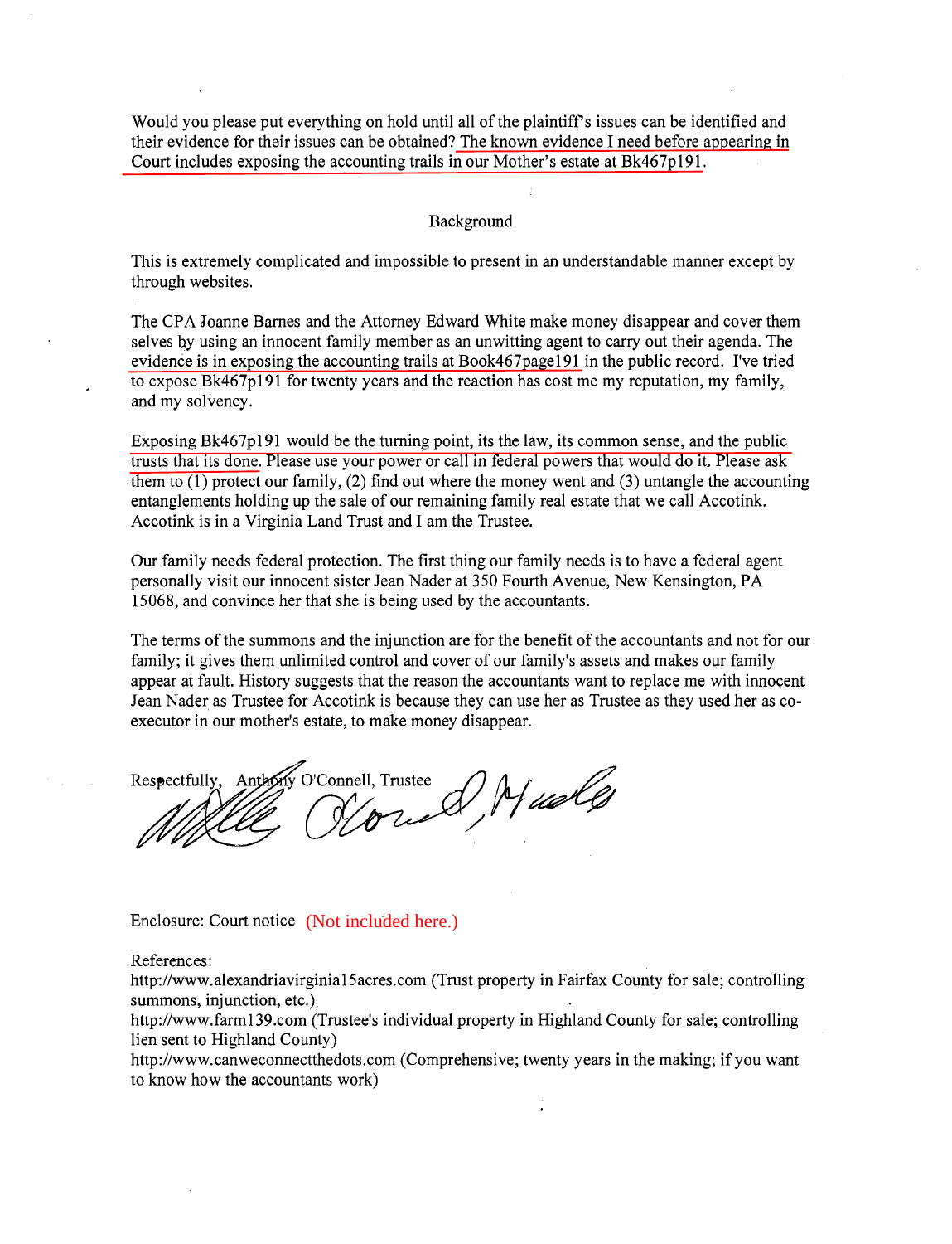Would you please put everything on hold until all of the plaintiff's issues can be identified and their evidence for their issues can be obtained? The known evidence I need before appearing in Court includes exposing the accounting trails in our Mother's estate at Bk467p191.

## Background

This is extremely complicated and impossible to present in an understandable manner except by through websites.

The CPA Joanne Barnes and the Attorney Edward White make money disappear and cover them selves by using an innocent family member as an unwitting agent to carry out their agenda. The evidence is in exposing the accounting trails at Book467page191 in the public record. I've tried to expose Bk467p191 for twenty years and the reaction has cost me my reputation, my family, and my solvency.

Exposing Bk467p191 would be the turning point, its the law, its common sense, and the public trusts that its done. Please use your power or call in federal powers that would do it. Please ask them to (1) protect our family, (2) find out where the money went and (3) untangle the accounting entanglements holding up the sale of our remaining family real estate that we call Accotink. Accotink is in a Virginia Land Trust and I am the Trustee.

Our family needs federal protection. The first thing our family needs is to have a federal agent personally visit our innocent sister Jean Nader at 350 Fourth Avenue, New Kensington, PA 15068, and convince her that she is being used by the accountants.

The terms of the summons and the injunction are for the benefit of the accountants and not for our family; it gives them unlimited control and cover of our family's assets and makes our family appear at fault. History suggests that the reason the accountants want to replace me with innocent Jean Nader as Trustee for Accotink is because they can use her as Trustee as they used her as co-executor in our mother's estate, to make money disappear.

Respectfully, Anthony O'Connell, Trustee

Enclosure: Court notice (Not included here.)

References:
http://www.alexandriavirginia15acres.com (Trust property in Fairfax County for sale; controlling summons, injunction, etc.)
http://www.farm139.com (Trustee's individual property in Highland County for sale; controlling lien sent to Highland County)
http://www.canweconnectthedots.com (Comprehensive; twenty years in the making; if you want to know how the accountants work)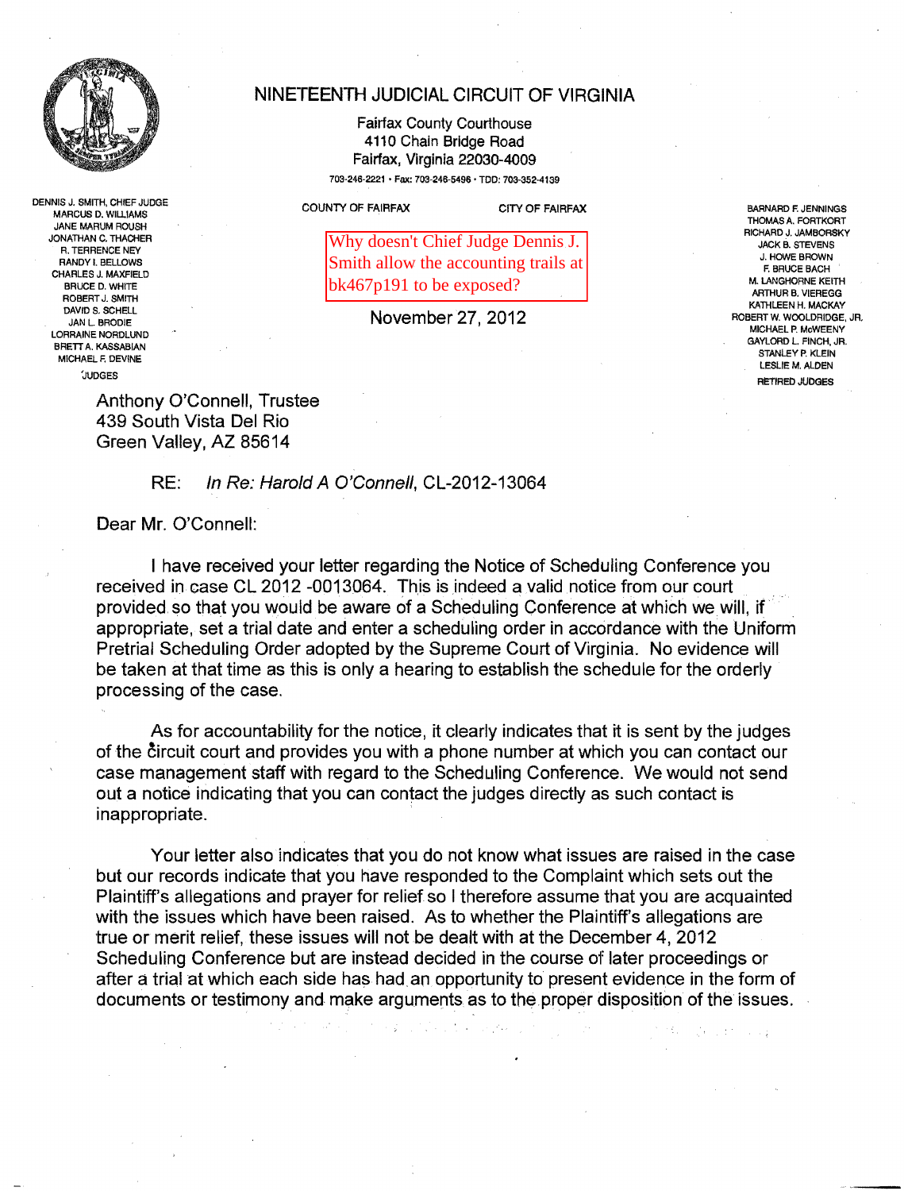# NINETEENTH JUDICIAL CIRCUIT OF VIRGINIA

Fairfax County Courthouse
4110 Chain Bridge Road
Fairfax, Virginia 22030-4009
703-246-2221 • Fax: 703-246-5496 • TDD: 703-352-4139

DENNIS J. SMITH, CHIEF JUDGE
MARCUS D. WILLIAMS
JANE MARUM ROUSH
JONATHAN C. THACHER
R. TERRENCE NEY
RANDY I. BELLOWS
CHARLES J. MAXFIELD
BRUCE D. WHITE
ROBERT J. SMITH
DAVID S. SCHELL
JAN L. BRODIE
LORRAINE NORDLUND
BRETT A. KASSABIAN
MICHAEL F. DEVINE
JUDGES

COUNTY OF FAIRFAX CITY OF FAIRFAX

Why doesn't Chief Judge Dennis J. Smith allow the accounting trails at bk467p191 to be exposed?

BARNARD F. JENNINGS
THOMAS A. FORTKORT
RICHARD J. JAMBORSKY
JACK B. STEVENS
J. HOWE BROWN
F. BRUCE BACH
M. LANGHORNE KEITH
ARTHUR B. VIEREGG
KATHLEEN H. MACKAY
ROBERT W. WOOLDRIDGE, JR.
MICHAEL P. McWEENY
GAYLORD L. FINCH, JR.
STANLEY P. KLEIN
LESLIE M. ALDEN
RETIRED JUDGES

November 27, 2012

Anthony O'Connell, Trustee
439 South Vista Del Rio
Green Valley, AZ 85614

RE: *In Re: Harold A O'Connell*, CL-2012-13064

Dear Mr. O'Connell:

I have received your letter regarding the Notice of Scheduling Conference you received in case CL 2012 -0013064. This is indeed a valid notice from our court provided so that you would be aware of a Scheduling Conference at which we will, if appropriate, set a trial date and enter a scheduling order in accordance with the Uniform Pretrial Scheduling Order adopted by the Supreme Court of Virginia. No evidence will be taken at that time as this is only a hearing to establish the schedule for the orderly processing of the case.

As for accountability for the notice, it clearly indicates that it is sent by the judges of the circuit court and provides you with a phone number at which you can contact our case management staff with regard to the Scheduling Conference. We would not send out a notice indicating that you can contact the judges directly as such contact is inappropriate.

Your letter also indicates that you do not know what issues are raised in the case but our records indicate that you have responded to the Complaint which sets out the Plaintiff's allegations and prayer for relief so I therefore assume that you are acquainted with the issues which have been raised. As to whether the Plaintiff's allegations are true or merit relief, these issues will not be dealt with at the December 4, 2012 Scheduling Conference but are instead decided in the course of later proceedings or after a trial at which each side has had an opportunity to present evidence in the form of documents or testimony and make arguments as to the proper disposition of the issues.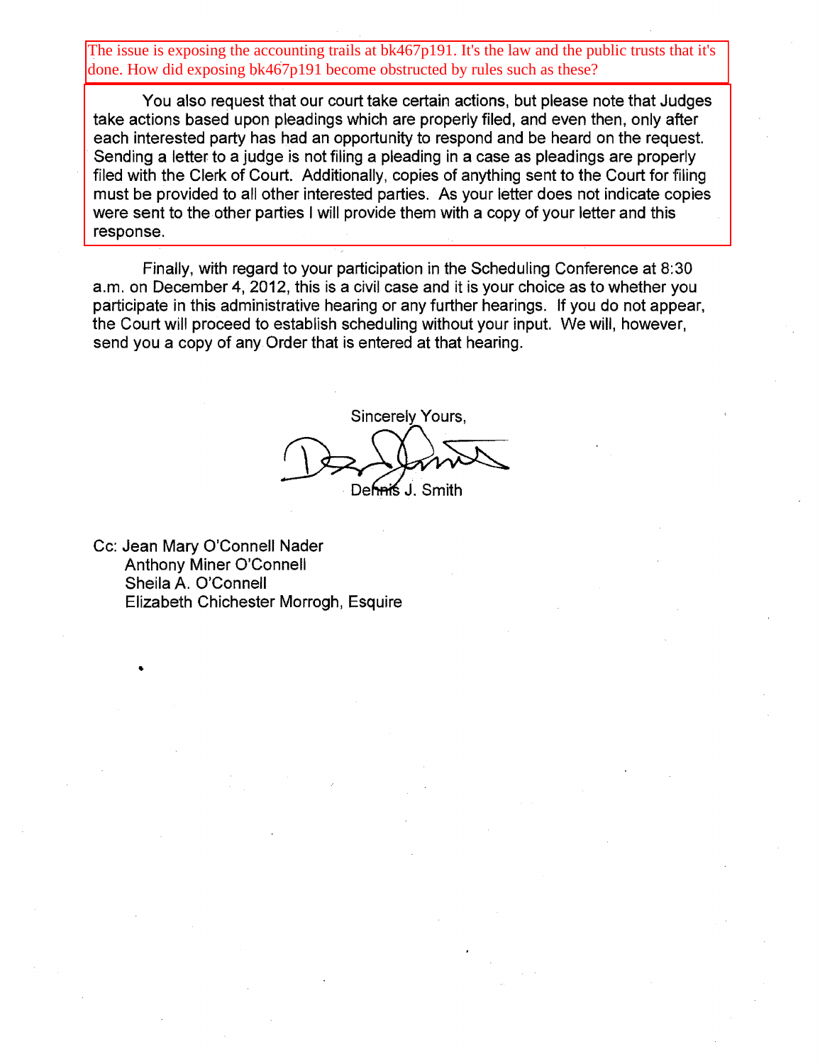The issue is exposing the accounting trails at bk467p191. It's the law and the public trusts that it's done. How did exposing bk467p191 become obstructed by rules such as these?

You also request that our court take certain actions, but please note that Judges take actions based upon pleadings which are properly filed, and even then, only after each interested party has had an opportunity to respond and be heard on the request. Sending a letter to a judge is not filing a pleading in a case as pleadings are properly filed with the Clerk of Court. Additionally, copies of anything sent to the Court for filing must be provided to all other interested parties. As your letter does not indicate copies were sent to the other parties I will provide them with a copy of your letter and this response.

Finally, with regard to your participation in the Scheduling Conference at 8:30 a.m. on December 4, 2012, this is a civil case and it is your choice as to whether you participate in this administrative hearing or any further hearings. If you do not appear, the Court will proceed to establish scheduling without your input. We will, however, send you a copy of any Order that is entered at that hearing.

Sincerely Yours,

Dennis J. Smith

Cc: Jean Mary O'Connell Nader
Anthony Miner O'Connell
Sheila A. O'Connell
Elizabeth Chichester Morrogh, Esquire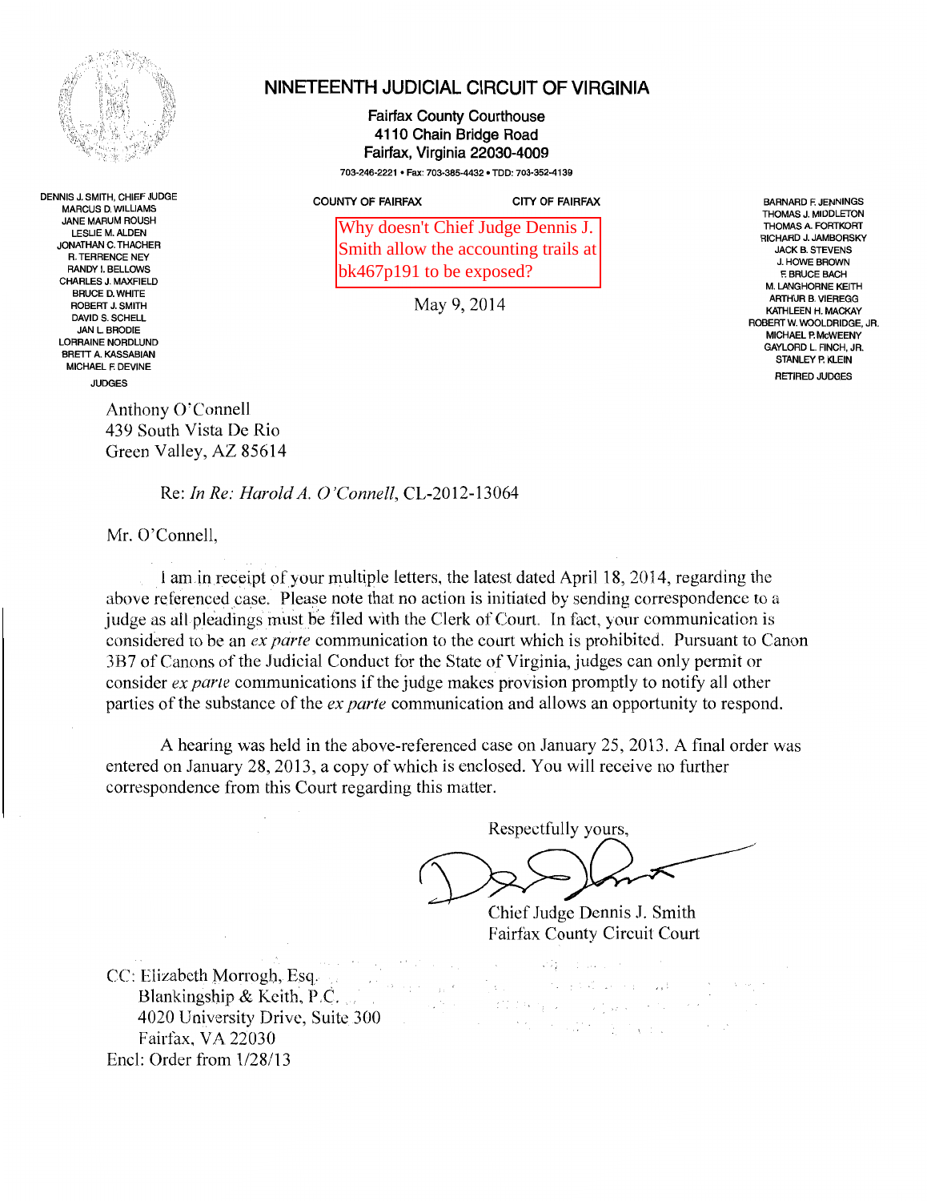# NINETEENTH JUDICIAL CIRCUIT OF VIRGINIA

Fairfax County Courthouse
4110 Chain Bridge Road
Fairfax, Virginia 22030-4009

703-246-2221 • Fax: 703-385-4432 • TDD: 703-352-4139

DENNIS J. SMITH, CHIEF JUDGE
MARCUS D. WILLIAMS
JANE MARUM ROUSH
LESLIE M. ALDEN
JONATHAN C. THACHER
R. TERRENCE NEY
RANDY I. BELLOWS
CHARLES J. MAXFIELD
BRUCE D. WHITE
ROBERT J. SMITH
DAVID S. SCHELL
JAN L. BRODIE
LORRAINE NORDLUND
BRETT A. KASSABIAN
MICHAEL F. DEVINE
JUDGES

COUNTY OF FAIRFAX    CITY OF FAIRFAX

BARNARD F. JENNINGS
THOMAS J. MIDDLETON
THOMAS A. FORTKORT
RICHARD J. JAMBORSKY
JACK B. STEVENS
J. HOWE BROWN
F. BRUCE BACH
M. LANGHORNE KEITH
ARTHUR B. VIEREGG
KATHLEEN H. MACKAY
ROBERT W. WOOLDRIDGE, JR.
MICHAEL P. McWEENY
GAYLORD L. FINCH, JR.
STANLEY P. KLEIN
RETIRED JUDGES

Why doesn't Chief Judge Dennis J. Smith allow the accounting trails at bk467p191 to be exposed?

May 9, 2014

Anthony O'Connell
439 South Vista De Rio
Green Valley, AZ 85614

Re: *In Re: Harold A. O'Connell*, CL-2012-13064

Mr. O'Connell,

I am in receipt of your multiple letters, the latest dated April 18, 2014, regarding the above referenced case. Please note that no action is initiated by sending correspondence to a judge as all pleadings must be filed with the Clerk of Court. In fact, your communication is considered to be an *ex parte* communication to the court which is prohibited. Pursuant to Canon 3B7 of Canons of the Judicial Conduct for the State of Virginia, judges can only permit or consider *ex parte* communications if the judge makes provision promptly to notify all other parties of the substance of the *ex parte* communication and allows an opportunity to respond.

A hearing was held in the above-referenced case on January 25, 2013. A final order was entered on January 28, 2013, a copy of which is enclosed. You will receive no further correspondence from this Court regarding this matter.

Respectfully yours,

Chief Judge Dennis J. Smith
Fairfax County Circuit Court

CC: Elizabeth Morrogh, Esq.
Blankingship & Keith, P.C.
4020 University Drive, Suite 300
Fairfax, VA 22030
Encl: Order from 1/28/13